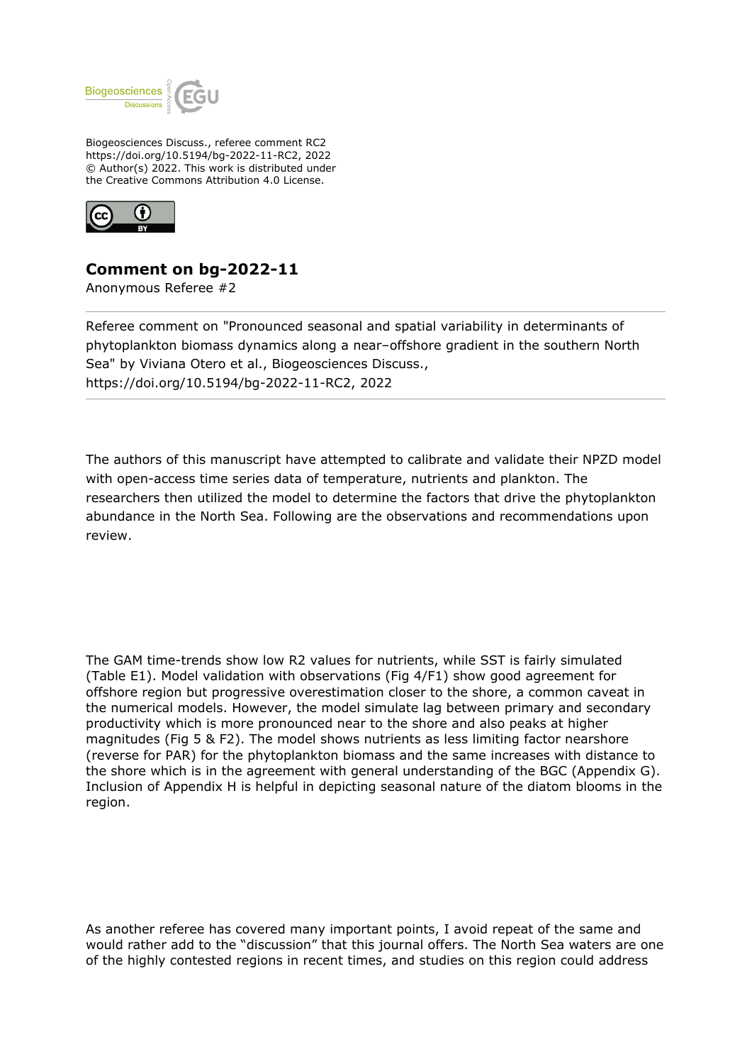Biogeosciences Discuss., referee comment RC2
https://doi.org/10.5194/bg-2022-11-RC2, 2022
© Author(s) 2022. This work is distributed under
the Creative Commons Attribution 4.0 License.

# Comment on bg-2022-11

Anonymous Referee #2

Referee comment on "Pronounced seasonal and spatial variability in determinants of phytoplankton biomass dynamics along a near–offshore gradient in the southern North Sea" by Viviana Otero et al., Biogeosciences Discuss., https://doi.org/10.5194/bg-2022-11-RC2, 2022

The authors of this manuscript have attempted to calibrate and validate their NPZD model with open-access time series data of temperature, nutrients and plankton. The researchers then utilized the model to determine the factors that drive the phytoplankton abundance in the North Sea. Following are the observations and recommendations upon review.

The GAM time-trends show low R2 values for nutrients, while SST is fairly simulated (Table E1). Model validation with observations (Fig 4/F1) show good agreement for offshore region but progressive overestimation closer to the shore, a common caveat in the numerical models. However, the model simulate lag between primary and secondary productivity which is more pronounced near to the shore and also peaks at higher magnitudes (Fig 5 & F2). The model shows nutrients as less limiting factor nearshore (reverse for PAR) for the phytoplankton biomass and the same increases with distance to the shore which is in the agreement with general understanding of the BGC (Appendix G). Inclusion of Appendix H is helpful in depicting seasonal nature of the diatom blooms in the region.

As another referee has covered many important points, I avoid repeat of the same and would rather add to the "discussion" that this journal offers. The North Sea waters are one of the highly contested regions in recent times, and studies on this region could address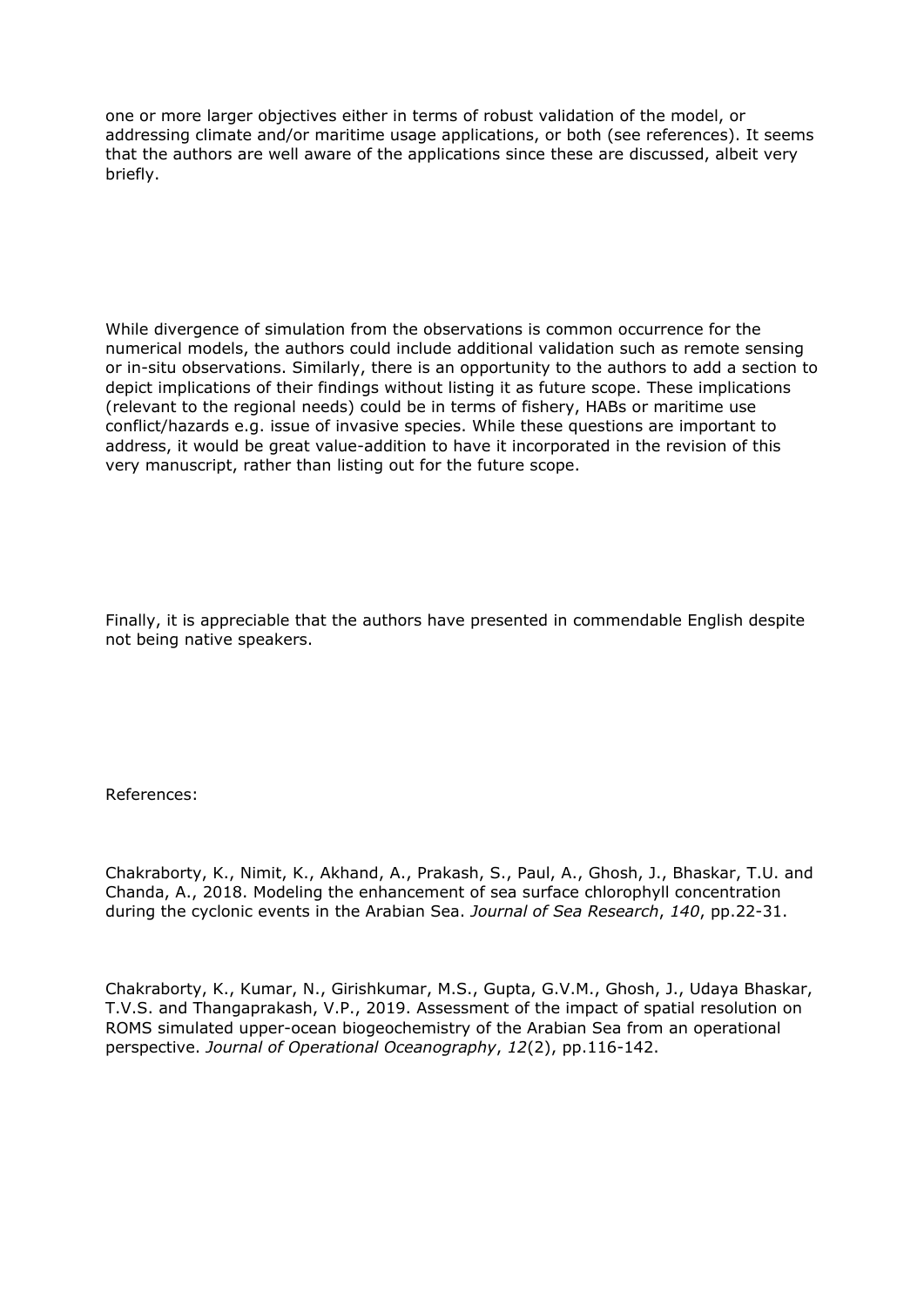one or more larger objectives either in terms of robust validation of the model, or addressing climate and/or maritime usage applications, or both (see references). It seems that the authors are well aware of the applications since these are discussed, albeit very briefly.

While divergence of simulation from the observations is common occurrence for the numerical models, the authors could include additional validation such as remote sensing or in-situ observations. Similarly, there is an opportunity to the authors to add a section to depict implications of their findings without listing it as future scope. These implications (relevant to the regional needs) could be in terms of fishery, HABs or maritime use conflict/hazards e.g. issue of invasive species. While these questions are important to address, it would be great value-addition to have it incorporated in the revision of this very manuscript, rather than listing out for the future scope.

Finally, it is appreciable that the authors have presented in commendable English despite not being native speakers.

References:

Chakraborty, K., Nimit, K., Akhand, A., Prakash, S., Paul, A., Ghosh, J., Bhaskar, T.U. and Chanda, A., 2018. Modeling the enhancement of sea surface chlorophyll concentration during the cyclonic events in the Arabian Sea. *Journal of Sea Research*, *140*, pp.22-31.

Chakraborty, K., Kumar, N., Girishkumar, M.S., Gupta, G.V.M., Ghosh, J., Udaya Bhaskar, T.V.S. and Thangaprakash, V.P., 2019. Assessment of the impact of spatial resolution on ROMS simulated upper-ocean biogeochemistry of the Arabian Sea from an operational perspective. *Journal of Operational Oceanography*, *12*(2), pp.116-142.